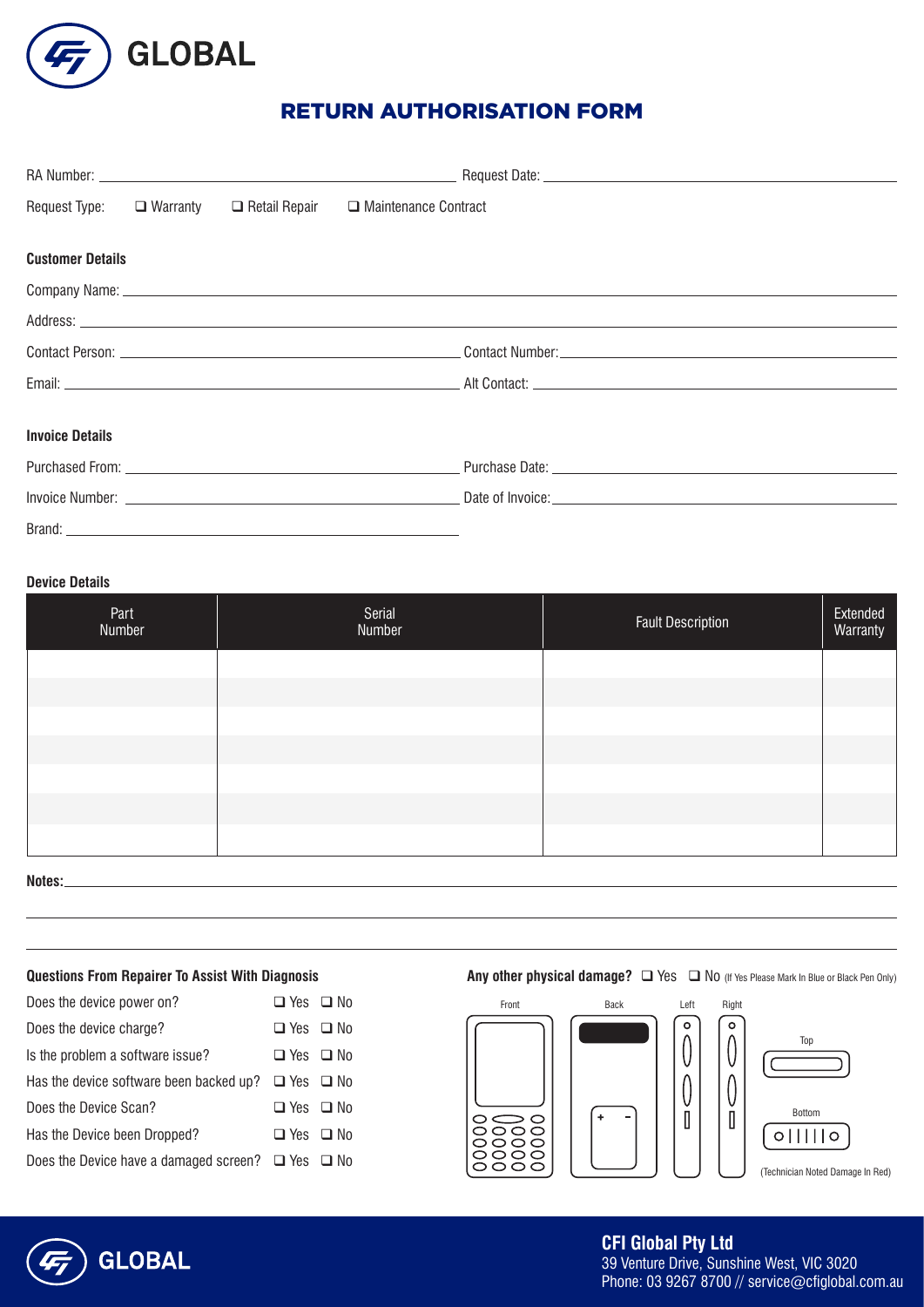GLOBAL

# RETURN AUTHORISATION FORM

RA Number: ______________________ Request Date: ______________________

Request Type: ❑ Warranty ❑ Retail Repair ❑ Maintenance Contract

**Customer Details**

Company Name: ______________________

Address: ______________________

Contact Person: ______________________ Contact Number: ______________________

Email: ______________________ Alt Contact: ______________________

**Invoice Details**

Purchased From: ______________________ Purchase Date: ______________________

Invoice Number: ______________________ Date of Invoice: ______________________

Brand: ______________________

**Device Details**

| Part Number | Serial Number | Fault Description | Extended Warranty |
|---|---|---|---|
| | | | |
| | | | |
| | | | |
| | | | |
| | | | |
| | | | |
| | | | |

**Notes:** ______________________

**Questions From Repairer To Assist With Diagnosis**

| | |
|---|---|
| Does the device power on? | ❑ Yes ❑ No |
| Does the device charge? | ❑ Yes ❑ No |
| Is the problem a software issue? | ❑ Yes ❑ No |
| Has the device software been backed up? | ❑ Yes ❑ No |
| Does the Device Scan? | ❑ Yes ❑ No |
| Has the Device been Dropped? | ❑ Yes ❑ No |
| Does the Device have a damaged screen? | ❑ Yes ❑ No |

**Any other physical damage?** ❑ Yes ❑ No (If Yes Please Mark In Blue or Black Pen Only)

Front Back Left Right Top Bottom

(Technician Noted Damage In Red)

GLOBAL

**CFI Global Pty Ltd**
39 Venture Drive, Sunshine West, VIC 3020
Phone: 03 9267 8700 // service@cfiglobal.com.au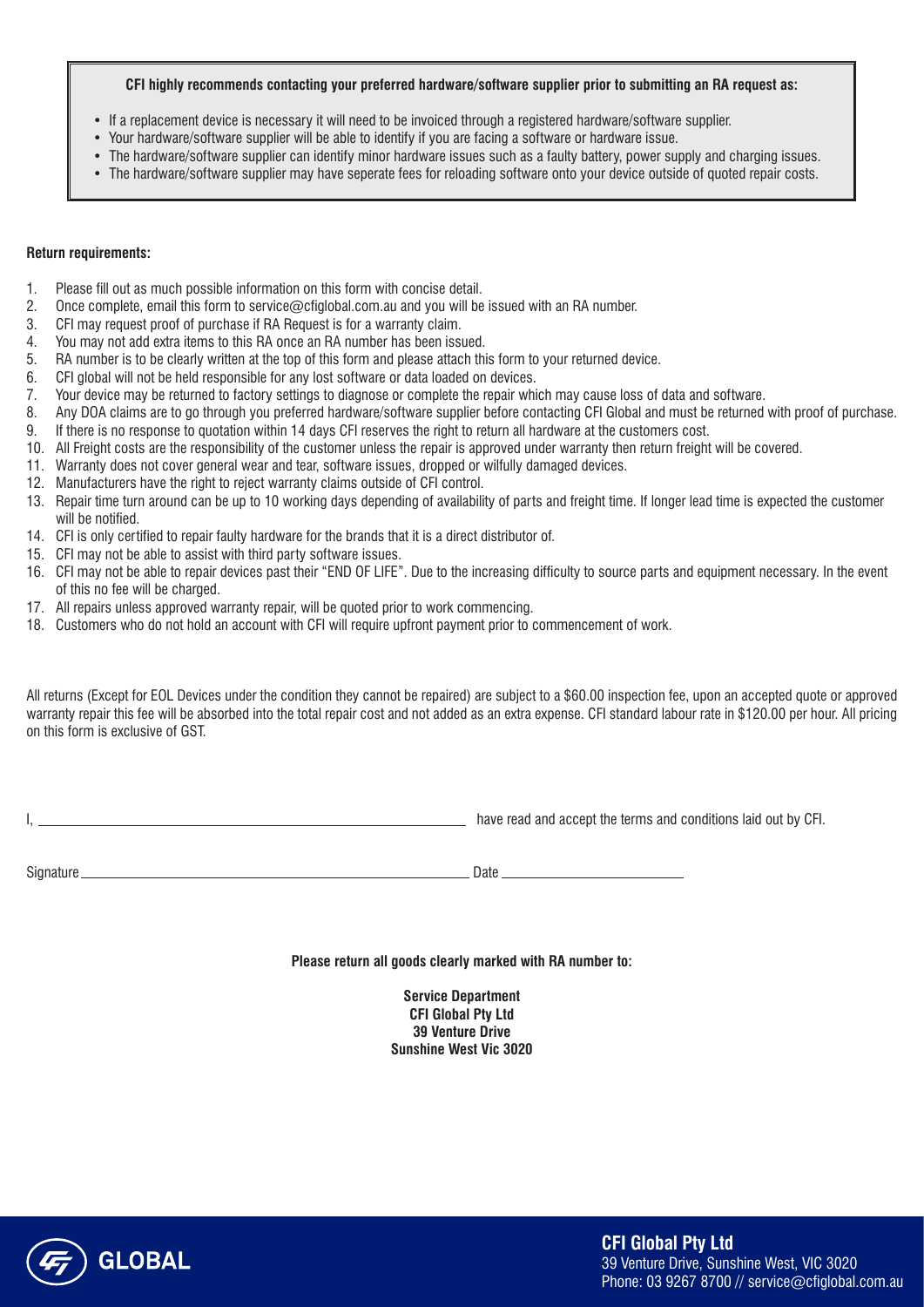**CFI highly recommends contacting your preferred hardware/software supplier prior to submitting an RA request as:**

- If a replacement device is necessary it will need to be invoiced through a registered hardware/software supplier.
- Your hardware/software supplier will be able to identify if you are facing a software or hardware issue.
- The hardware/software supplier can identify minor hardware issues such as a faulty battery, power supply and charging issues.
- The hardware/software supplier may have seperate fees for reloading software onto your device outside of quoted repair costs.

**Return requirements:**

1. Please fill out as much possible information on this form with concise detail.
2. Once complete, email this form to service@cfiglobal.com.au and you will be issued with an RA number.
3. CFI may request proof of purchase if RA Request is for a warranty claim.
4. You may not add extra items to this RA once an RA number has been issued.
5. RA number is to be clearly written at the top of this form and please attach this form to your returned device.
6. CFI global will not be held responsible for any lost software or data loaded on devices.
7. Your device may be returned to factory settings to diagnose or complete the repair which may cause loss of data and software.
8. Any DOA claims are to go through you preferred hardware/software supplier before contacting CFI Global and must be returned with proof of purchase.
9. If there is no response to quotation within 14 days CFI reserves the right to return all hardware at the customers cost.
10. All Freight costs are the responsibility of the customer unless the repair is approved under warranty then return freight will be covered.
11. Warranty does not cover general wear and tear, software issues, dropped or wilfully damaged devices.
12. Manufacturers have the right to reject warranty claims outside of CFI control.
13. Repair time turn around can be up to 10 working days depending of availability of parts and freight time. If longer lead time is expected the customer will be notified.
14. CFI is only certified to repair faulty hardware for the brands that it is a direct distributor of.
15. CFI may not be able to assist with third party software issues.
16. CFI may not be able to repair devices past their "END OF LIFE". Due to the increasing difficulty to source parts and equipment necessary. In the event of this no fee will be charged.
17. All repairs unless approved warranty repair, will be quoted prior to work commencing.
18. Customers who do not hold an account with CFI will require upfront payment prior to commencement of work.

All returns (Except for EOL Devices under the condition they cannot be repaired) are subject to a $60.00 inspection fee, upon an accepted quote or approved warranty repair this fee will be absorbed into the total repair cost and not added as an extra expense. CFI standard labour rate in $120.00 per hour. All pricing on this form is exclusive of GST.

I, ______________________________ have read and accept the terms and conditions laid out by CFI.

Signature ______________________________ Date ______________

**Please return all goods clearly marked with RA number to:**

**Service Department**
**CFI Global Pty Ltd**
**39 Venture Drive**
**Sunshine West Vic 3020**

**CFI Global Pty Ltd**
39 Venture Drive, Sunshine West, VIC 3020
Phone: 03 9267 8700 // service@cfiglobal.com.au